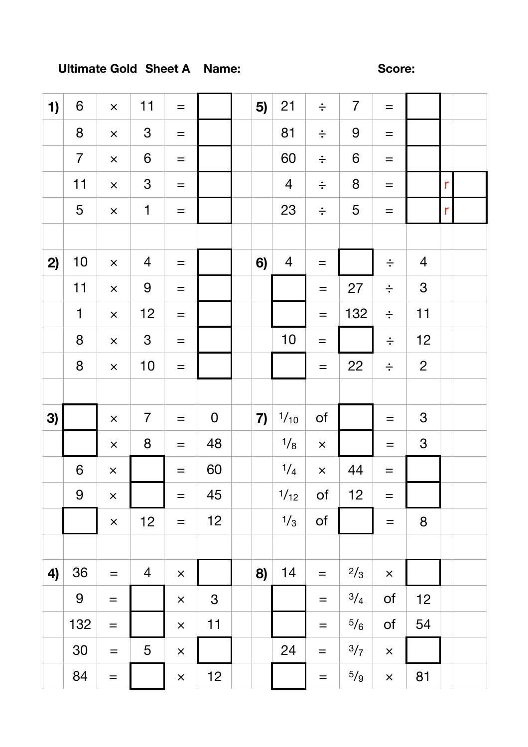**Ultimate Gold Sheet A Name: Score:**

| | | | | | | | | | | | | |
|---|---|---|---|---|---|---|---|---|---|---|---|---|
| **1)** | 6 | × | 11 | = | | **5)** | 21 | ÷ | 7 | = | | |
| | 8 | × | 3 | = | | | 81 | ÷ | 9 | = | | |
| | 7 | × | 6 | = | | | 60 | ÷ | 6 | = | | |
| | 11 | × | 3 | = | | | 4 | ÷ | 8 | = | | r | |
| | 5 | × | 1 | = | | | 23 | ÷ | 5 | = | | r | |
| | | | | | | | | | | | | |
| **2)** | 10 | × | 4 | = | | **6)** | 4 | = | | ÷ | 4 | |
| | 11 | × | 9 | = | | | | = | 27 | ÷ | 3 | |
| | 1 | × | 12 | = | | | | = | 132 | ÷ | 11 | |
| | 8 | × | 3 | = | | | 10 | = | | ÷ | 12 | |
| | 8 | × | 10 | = | | | | = | 22 | ÷ | 2 | |
| | | | | | | | | | | | | |
| **3)** | | × | 7 | = | 0 | **7)** | $^1/_{10}$ | of | | = | 3 | |
| | | × | 8 | = | 48 | | $^1/_8$ | × | | = | 3 | |
| | 6 | × | | = | 60 | | $^1/_4$ | × | 44 | = | | |
| | 9 | × | | = | 45 | | $^1/_{12}$ | of | 12 | = | | |
| | | × | 12 | = | 12 | | $^1/_3$ | of | | = | 8 | |
| | | | | | | | | | | | | |
| **4)** | 36 | = | 4 | × | | **8)** | 14 | = | $^2/_3$ | × | | |
| | 9 | = | | × | 3 | | | = | $^3/_4$ | of | 12 | |
| | 132 | = | | × | 11 | | | = | $^5/_6$ | of | 54 | |
| | 30 | = | 5 | × | | | 24 | = | $^3/_7$ | × | | |
| | 84 | = | | × | 12 | | | = | $^5/_9$ | × | 81 | |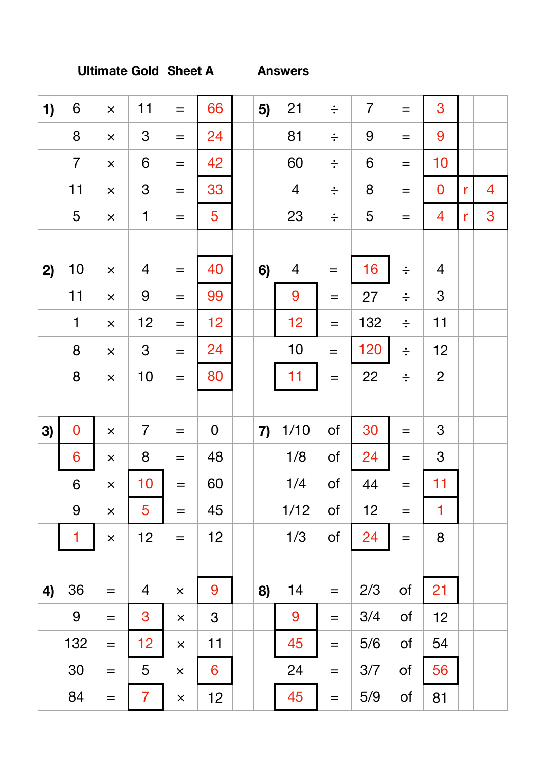**Ultimate Gold Sheet A** **Answers**

| | | | | | | | | | | | | | |
|---|---|---|---|---|---|---|---|---|---|---|---|---|---|
| **1)** | 6 | × | 11 | = | 66 | **5)** | 21 | ÷ | 7 | = | 3 | | |
| | 8 | × | 3 | = | 24 | | 81 | ÷ | 9 | = | 9 | | |
| | 7 | × | 6 | = | 42 | | 60 | ÷ | 6 | = | 10 | | |
| | 11 | × | 3 | = | 33 | | 4 | ÷ | 8 | = | 0 | r | 4 |
| | 5 | × | 1 | = | 5 | | 23 | ÷ | 5 | = | 4 | r | 3 |
| | | | | | | | | | | | | | |
| **2)** | 10 | × | 4 | = | 40 | **6)** | 4 | = | 16 | ÷ | 4 | | |
| | 11 | × | 9 | = | 99 | | 9 | = | 27 | ÷ | 3 | | |
| | 1 | × | 12 | = | 12 | | 12 | = | 132 | ÷ | 11 | | |
| | 8 | × | 3 | = | 24 | | 10 | = | 120 | ÷ | 12 | | |
| | 8 | × | 10 | = | 80 | | 11 | = | 22 | ÷ | 2 | | |
| | | | | | | | | | | | | | |
| **3)** | 0 | × | 7 | = | 0 | **7)** | 1/10 | of | 30 | = | 3 | | |
| | 6 | × | 8 | = | 48 | | 1/8 | of | 24 | = | 3 | | |
| | 6 | × | 10 | = | 60 | | 1/4 | of | 44 | = | 11 | | |
| | 9 | × | 5 | = | 45 | | 1/12 | of | 12 | = | 1 | | |
| | 1 | × | 12 | = | 12 | | 1/3 | of | 24 | = | 8 | | |
| | | | | | | | | | | | | | |
| **4)** | 36 | = | 4 | × | 9 | **8)** | 14 | = | 2/3 | of | 21 | | |
| | 9 | = | 3 | × | 3 | | 9 | = | 3/4 | of | 12 | | |
| | 132 | = | 12 | × | 11 | | 45 | = | 5/6 | of | 54 | | |
| | 30 | = | 5 | × | 6 | | 24 | = | 3/7 | of | 56 | | |
| | 84 | = | 7 | × | 12 | | 45 | = | 5/9 | of | 81 | | |